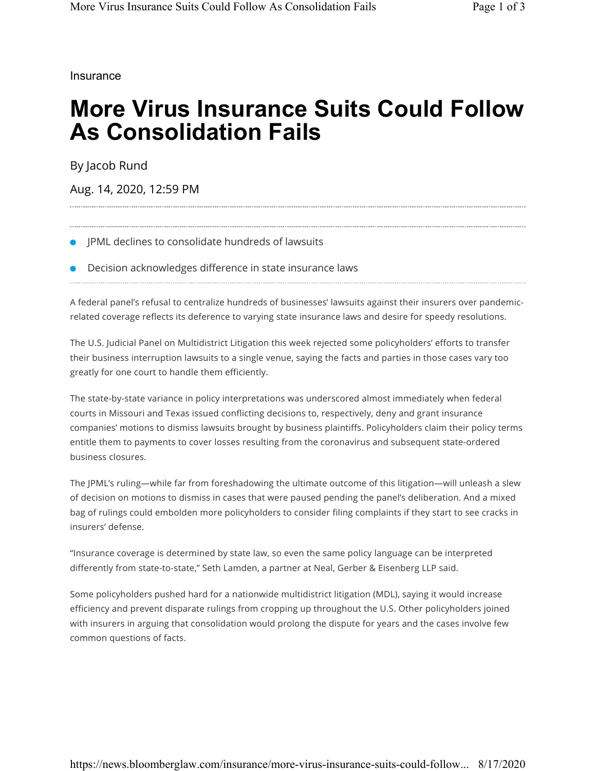Insurance

# More Virus Insurance Suits Could Follow As Consolidation Fails

By Jacob Rund

Aug. 14, 2020, 12:59 PM

- JPML declines to consolidate hundreds of lawsuits
- Decision acknowledges difference in state insurance laws

A federal panel's refusal to centralize hundreds of businesses' lawsuits against their insurers over pandemic-related coverage reflects its deference to varying state insurance laws and desire for speedy resolutions.

The U.S. Judicial Panel on Multidistrict Litigation this week rejected some policyholders' efforts to transfer their business interruption lawsuits to a single venue, saying the facts and parties in those cases vary too greatly for one court to handle them efficiently.

The state-by-state variance in policy interpretations was underscored almost immediately when federal courts in Missouri and Texas issued conflicting decisions to, respectively, deny and grant insurance companies' motions to dismiss lawsuits brought by business plaintiffs. Policyholders claim their policy terms entitle them to payments to cover losses resulting from the coronavirus and subsequent state-ordered business closures.

The JPML's ruling—while far from foreshadowing the ultimate outcome of this litigation—will unleash a slew of decision on motions to dismiss in cases that were paused pending the panel's deliberation. And a mixed bag of rulings could embolden more policyholders to consider filing complaints if they start to see cracks in insurers' defense.

"Insurance coverage is determined by state law, so even the same policy language can be interpreted differently from state-to-state," Seth Lamden, a partner at Neal, Gerber & Eisenberg LLP said.

Some policyholders pushed hard for a nationwide multidistrict litigation (MDL), saying it would increase efficiency and prevent disparate rulings from cropping up throughout the U.S. Other policyholders joined with insurers in arguing that consolidation would prolong the dispute for years and the cases involve few common questions of facts.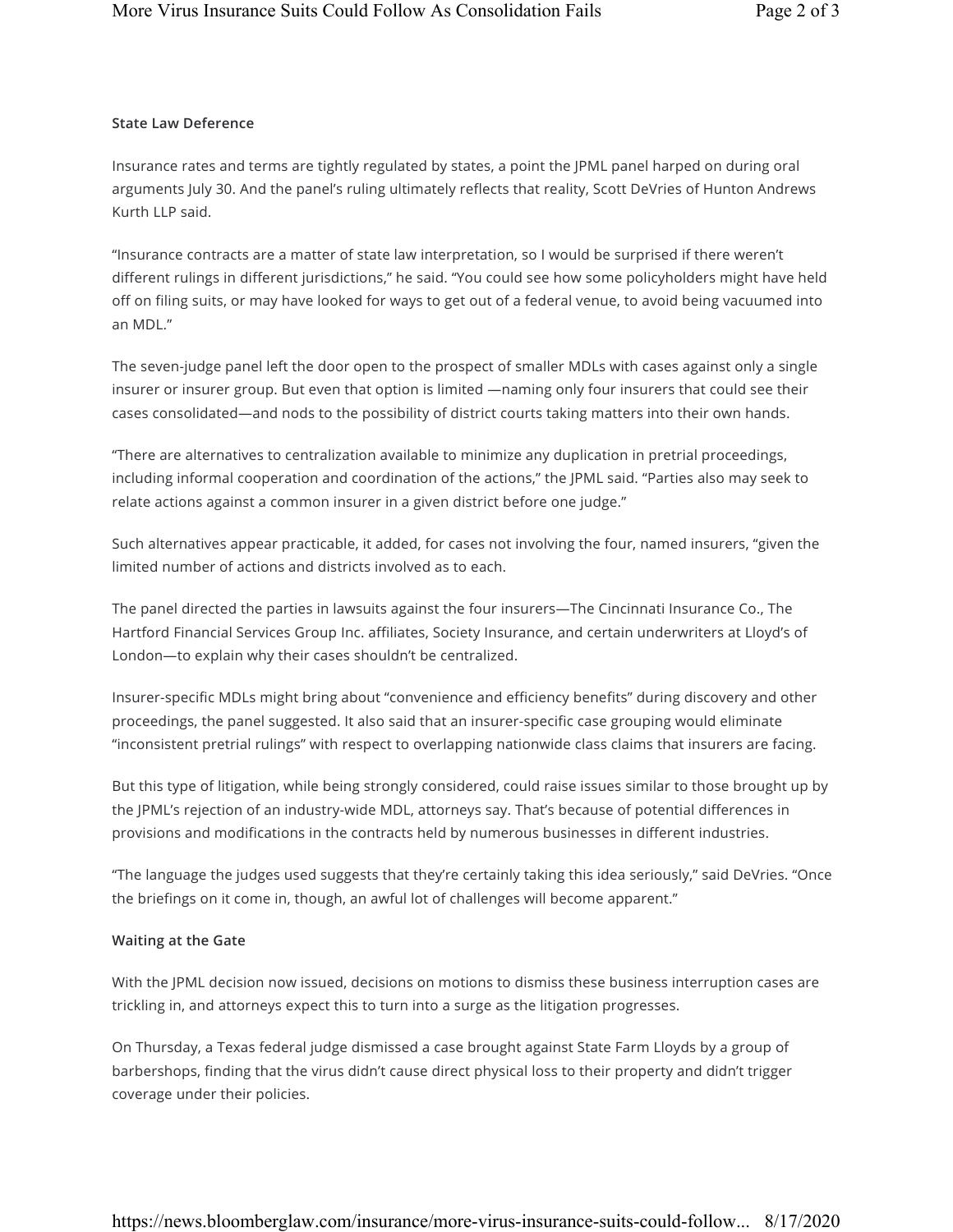### State Law Deference

Insurance rates and terms are tightly regulated by states, a point the JPML panel harped on during oral arguments July 30. And the panel's ruling ultimately reflects that reality, Scott DeVries of Hunton Andrews Kurth LLP said.

"Insurance contracts are a matter of state law interpretation, so I would be surprised if there weren't different rulings in different jurisdictions," he said. "You could see how some policyholders might have held off on filing suits, or may have looked for ways to get out of a federal venue, to avoid being vacuumed into an MDL."

The seven-judge panel left the door open to the prospect of smaller MDLs with cases against only a single insurer or insurer group. But even that option is limited —naming only four insurers that could see their cases consolidated—and nods to the possibility of district courts taking matters into their own hands.

"There are alternatives to centralization available to minimize any duplication in pretrial proceedings, including informal cooperation and coordination of the actions," the JPML said. "Parties also may seek to relate actions against a common insurer in a given district before one judge."

Such alternatives appear practicable, it added, for cases not involving the four, named insurers, "given the limited number of actions and districts involved as to each.

The panel directed the parties in lawsuits against the four insurers—The Cincinnati Insurance Co., The Hartford Financial Services Group Inc. affiliates, Society Insurance, and certain underwriters at Lloyd's of London—to explain why their cases shouldn't be centralized.

Insurer-specific MDLs might bring about "convenience and efficiency benefits" during discovery and other proceedings, the panel suggested. It also said that an insurer-specific case grouping would eliminate "inconsistent pretrial rulings" with respect to overlapping nationwide class claims that insurers are facing.

But this type of litigation, while being strongly considered, could raise issues similar to those brought up by the JPML's rejection of an industry-wide MDL, attorneys say. That's because of potential differences in provisions and modifications in the contracts held by numerous businesses in different industries.

"The language the judges used suggests that they're certainly taking this idea seriously," said DeVries. "Once the briefings on it come in, though, an awful lot of challenges will become apparent."

### Waiting at the Gate

With the JPML decision now issued, decisions on motions to dismiss these business interruption cases are trickling in, and attorneys expect this to turn into a surge as the litigation progresses.

On Thursday, a Texas federal judge dismissed a case brought against State Farm Lloyds by a group of barbershops, finding that the virus didn't cause direct physical loss to their property and didn't trigger coverage under their policies.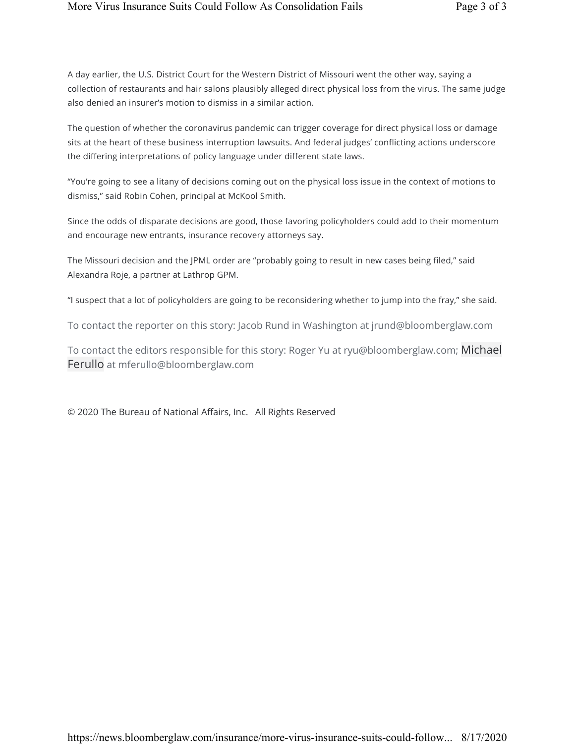A day earlier, the U.S. District Court for the Western District of Missouri went the other way, saying a collection of restaurants and hair salons plausibly alleged direct physical loss from the virus. The same judge also denied an insurer's motion to dismiss in a similar action.

The question of whether the coronavirus pandemic can trigger coverage for direct physical loss or damage sits at the heart of these business interruption lawsuits. And federal judges' conflicting actions underscore the differing interpretations of policy language under different state laws.

"You're going to see a litany of decisions coming out on the physical loss issue in the context of motions to dismiss," said Robin Cohen, principal at McKool Smith.

Since the odds of disparate decisions are good, those favoring policyholders could add to their momentum and encourage new entrants, insurance recovery attorneys say.

The Missouri decision and the JPML order are "probably going to result in new cases being filed," said Alexandra Roje, a partner at Lathrop GPM.

"I suspect that a lot of policyholders are going to be reconsidering whether to jump into the fray," she said.

To contact the reporter on this story: Jacob Rund in Washington at jrund@bloomberglaw.com

To contact the editors responsible for this story: Roger Yu at ryu@bloomberglaw.com; Michael Ferullo at mferullo@bloomberglaw.com

© 2020 The Bureau of National Affairs, Inc. All Rights Reserved